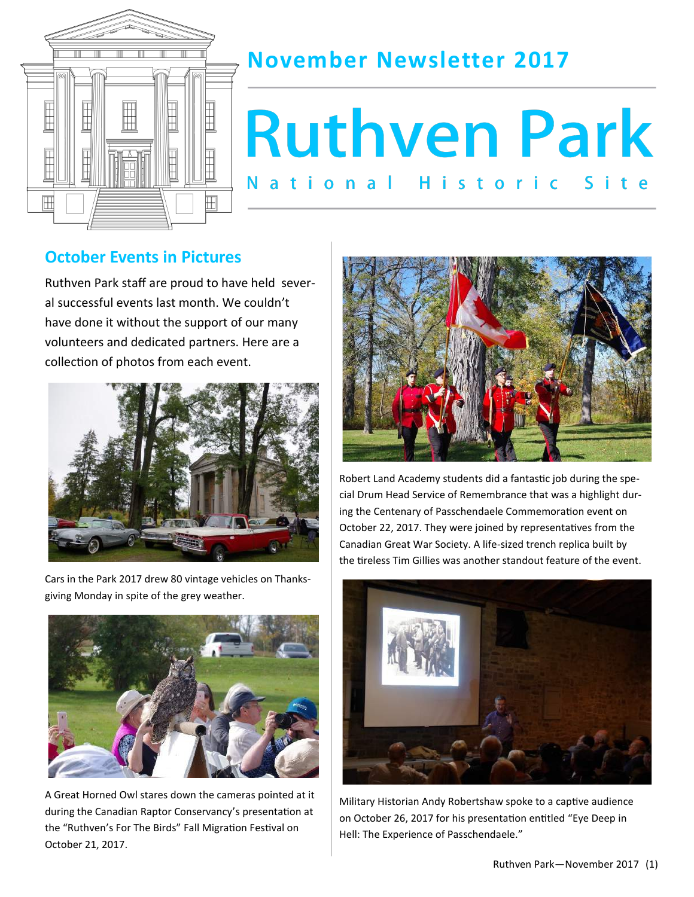# November Newsletter 2017

# Ruthven Park

## National Historic Site

## October Events in Pictures

Ruthven Park staff are proud to have held several successful events last month. We couldn't have done it without the support of our many volunteers and dedicated partners. Here are a collection of photos from each event.

Cars in the Park 2017 drew 80 vintage vehicles on Thanksgiving Monday in spite of the grey weather.

A Great Horned Owl stares down the cameras pointed at it during the Canadian Raptor Conservancy's presentation at the "Ruthven's For The Birds" Fall Migration Festival on October 21, 2017.

Robert Land Academy students did a fantastic job during the special Drum Head Service of Remembrance that was a highlight during the Centenary of Passchendaele Commemoration event on October 22, 2017. They were joined by representatives from the Canadian Great War Society. A life-sized trench replica built by the tireless Tim Gillies was another standout feature of the event.

Military Historian Andy Robertshaw spoke to a captive audience on October 26, 2017 for his presentation entitled "Eye Deep in Hell: The Experience of Passchendaele."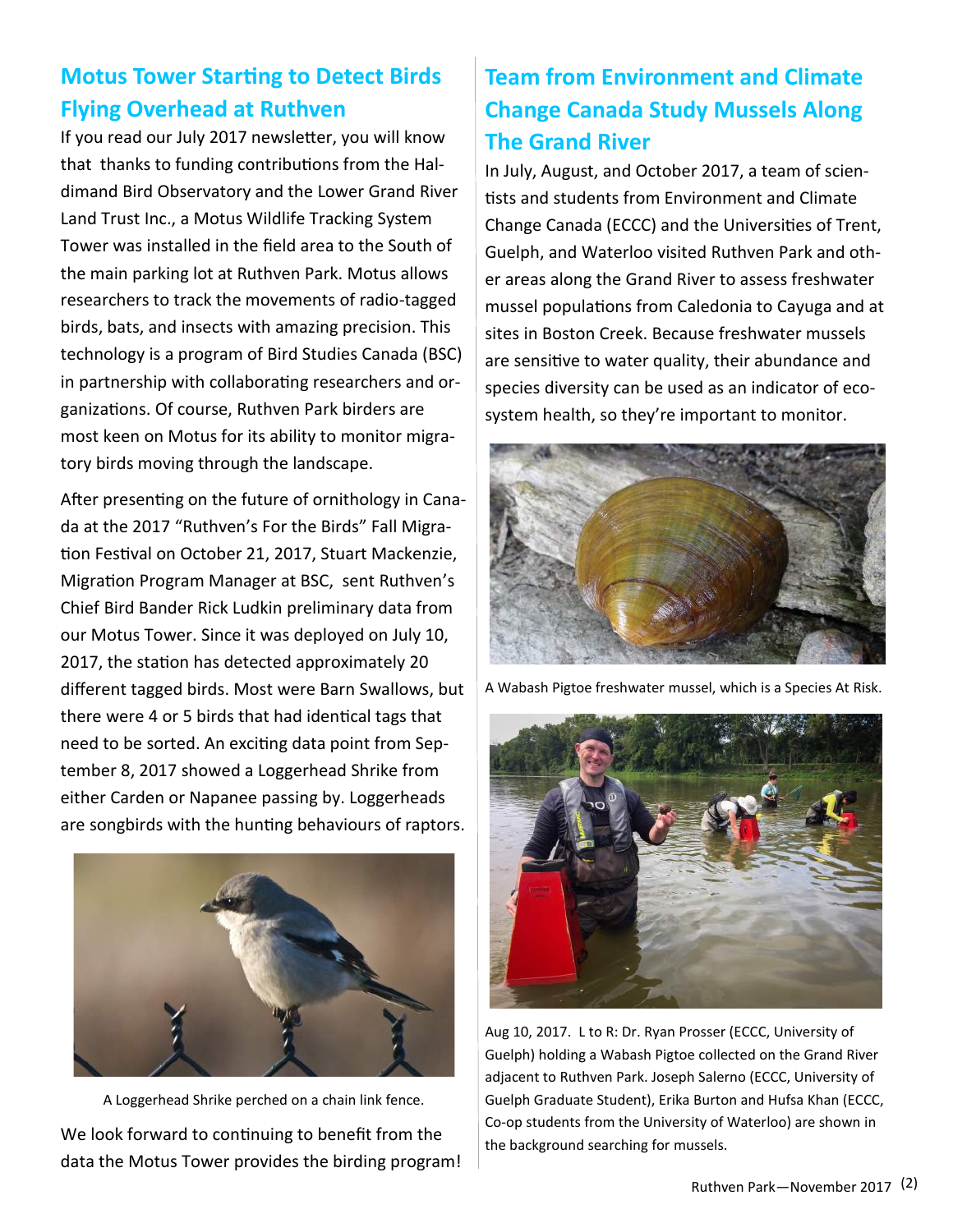## Motus Tower Starting to Detect Birds Flying Overhead at Ruthven

If you read our July 2017 newsletter, you will know that thanks to funding contributions from the Haldimand Bird Observatory and the Lower Grand River Land Trust Inc., a Motus Wildlife Tracking System Tower was installed in the field area to the South of the main parking lot at Ruthven Park. Motus allows researchers to track the movements of radio-tagged birds, bats, and insects with amazing precision. This technology is a program of Bird Studies Canada (BSC) in partnership with collaborating researchers and organizations. Of course, Ruthven Park birders are most keen on Motus for its ability to monitor migratory birds moving through the landscape.

After presenting on the future of ornithology in Canada at the 2017 "Ruthven's For the Birds" Fall Migration Festival on October 21, 2017, Stuart Mackenzie, Migration Program Manager at BSC, sent Ruthven's Chief Bird Bander Rick Ludkin preliminary data from our Motus Tower. Since it was deployed on July 10, 2017, the station has detected approximately 20 different tagged birds. Most were Barn Swallows, but there were 4 or 5 birds that had identical tags that need to be sorted. An exciting data point from September 8, 2017 showed a Loggerhead Shrike from either Carden or Napanee passing by. Loggerheads are songbirds with the hunting behaviours of raptors.

A Loggerhead Shrike perched on a chain link fence.

We look forward to continuing to benefit from the data the Motus Tower provides the birding program!

## Team from Environment and Climate Change Canada Study Mussels Along The Grand River

In July, August, and October 2017, a team of scientists and students from Environment and Climate Change Canada (ECCC) and the Universities of Trent, Guelph, and Waterloo visited Ruthven Park and other areas along the Grand River to assess freshwater mussel populations from Caledonia to Cayuga and at sites in Boston Creek. Because freshwater mussels are sensitive to water quality, their abundance and species diversity can be used as an indicator of ecosystem health, so they're important to monitor.

A Wabash Pigtoe freshwater mussel, which is a Species At Risk.

Aug 10, 2017. L to R: Dr. Ryan Prosser (ECCC, University of Guelph) holding a Wabash Pigtoe collected on the Grand River adjacent to Ruthven Park. Joseph Salerno (ECCC, University of Guelph Graduate Student), Erika Burton and Hufsa Khan (ECCC, Co-op students from the University of Waterloo) are shown in the background searching for mussels.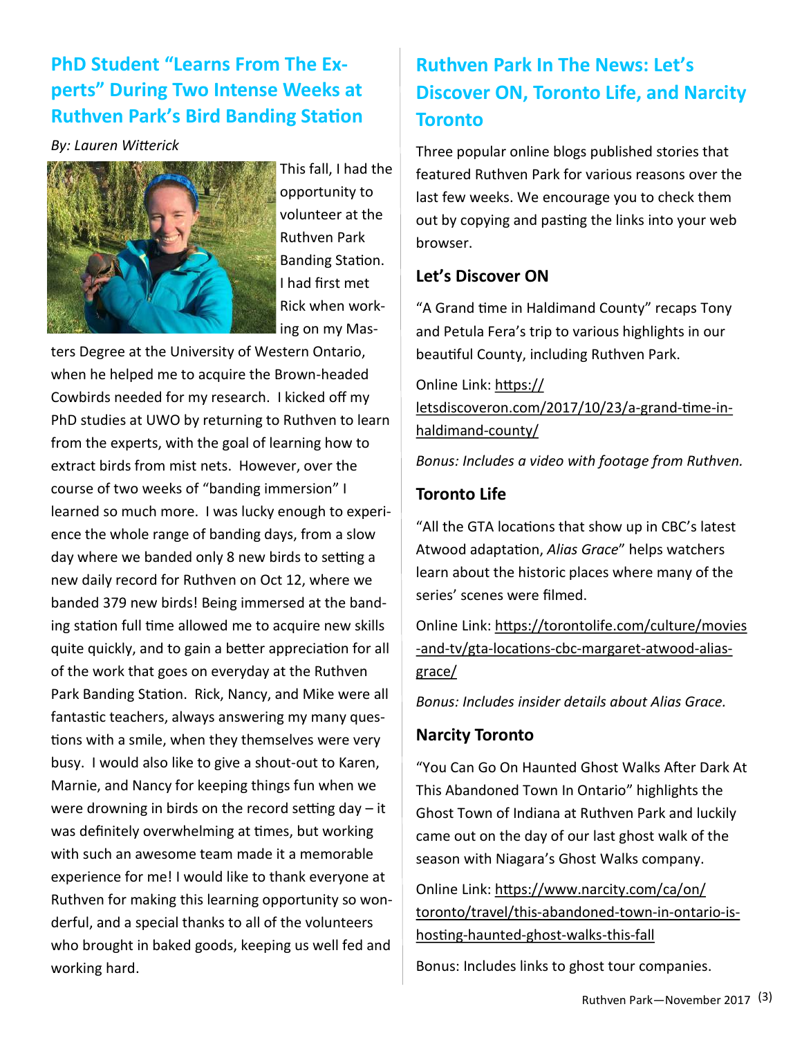## PhD Student "Learns From The Experts" During Two Intense Weeks at Ruthven Park's Bird Banding Station

*By: Lauren Witterick*

This fall, I had the opportunity to volunteer at the Ruthven Park Banding Station. I had first met Rick when working on my Masters Degree at the University of Western Ontario, when he helped me to acquire the Brown-headed Cowbirds needed for my research. I kicked off my PhD studies at UWO by returning to Ruthven to learn from the experts, with the goal of learning how to extract birds from mist nets. However, over the course of two weeks of "banding immersion" I learned so much more. I was lucky enough to experience the whole range of banding days, from a slow day where we banded only 8 new birds to setting a new daily record for Ruthven on Oct 12, where we banded 379 new birds! Being immersed at the banding station full time allowed me to acquire new skills quite quickly, and to gain a better appreciation for all of the work that goes on everyday at the Ruthven Park Banding Station. Rick, Nancy, and Mike were all fantastic teachers, always answering my many questions with a smile, when they themselves were very busy. I would also like to give a shout-out to Karen, Marnie, and Nancy for keeping things fun when we were drowning in birds on the record setting day – it was definitely overwhelming at times, but working with such an awesome team made it a memorable experience for me! I would like to thank everyone at Ruthven for making this learning opportunity so wonderful, and a special thanks to all of the volunteers who brought in baked goods, keeping us well fed and working hard.

## Ruthven Park In The News: Let's Discover ON, Toronto Life, and Narcity Toronto

Three popular online blogs published stories that featured Ruthven Park for various reasons over the last few weeks. We encourage you to check them out by copying and pasting the links into your web browser.

### Let's Discover ON

"A Grand time in Haldimand County" recaps Tony and Petula Fera's trip to various highlights in our beautiful County, including Ruthven Park.

Online Link: https://letsdiscoveron.com/2017/10/23/a-grand-time-in-haldimand-county/

*Bonus: Includes a video with footage from Ruthven.*

### Toronto Life

"All the GTA locations that show up in CBC's latest Atwood adaptation, *Alias Grace*" helps watchers learn about the historic places where many of the series' scenes were filmed.

Online Link: https://torontolife.com/culture/movies-and-tv/gta-locations-cbc-margaret-atwood-alias-grace/

*Bonus: Includes insider details about Alias Grace.*

### Narcity Toronto

"You Can Go On Haunted Ghost Walks After Dark At This Abandoned Town In Ontario" highlights the Ghost Town of Indiana at Ruthven Park and luckily came out on the day of our last ghost walk of the season with Niagara's Ghost Walks company.

Online Link: https://www.narcity.com/ca/on/toronto/travel/this-abandoned-town-in-ontario-is-hosting-haunted-ghost-walks-this-fall

Bonus: Includes links to ghost tour companies.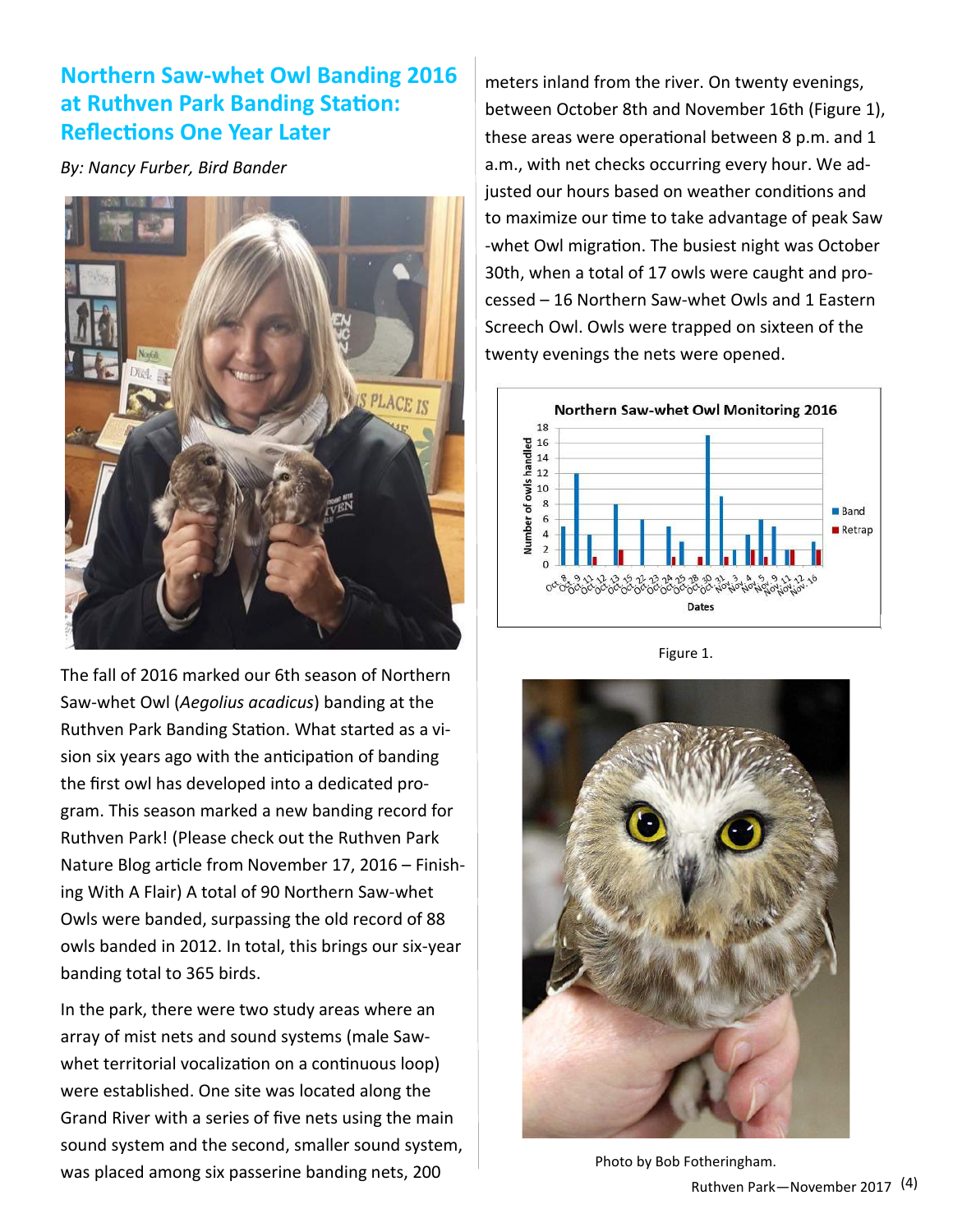## Northern Saw-whet Owl Banding 2016 at Ruthven Park Banding Station: Reflections One Year Later

*By: Nancy Furber, Bird Bander*

The fall of 2016 marked our 6th season of Northern Saw-whet Owl (*Aegolius acadicus*) banding at the Ruthven Park Banding Station. What started as a vision six years ago with the anticipation of banding the first owl has developed into a dedicated program. This season marked a new banding record for Ruthven Park! (Please check out the Ruthven Park Nature Blog article from November 17, 2016 – Finishing With A Flair) A total of 90 Northern Saw-whet Owls were banded, surpassing the old record of 88 owls banded in 2012. In total, this brings our six-year banding total to 365 birds.

In the park, there were two study areas where an array of mist nets and sound systems (male Saw-whet territorial vocalization on a continuous loop) were established. One site was located along the Grand River with a series of five nets using the main sound system and the second, smaller sound system, was placed among six passerine banding nets, 200 meters inland from the river. On twenty evenings, between October 8th and November 16th (Figure 1), these areas were operational between 8 p.m. and 1 a.m., with net checks occurring every hour. We adjusted our hours based on weather conditions and to maximize our time to take advantage of peak Saw-whet Owl migration. The busiest night was October 30th, when a total of 17 owls were caught and processed – 16 Northern Saw-whet Owls and 1 Eastern Screech Owl. Owls were trapped on sixteen of the twenty evenings the nets were opened.

Figure 1.

Photo by Bob Fotheringham.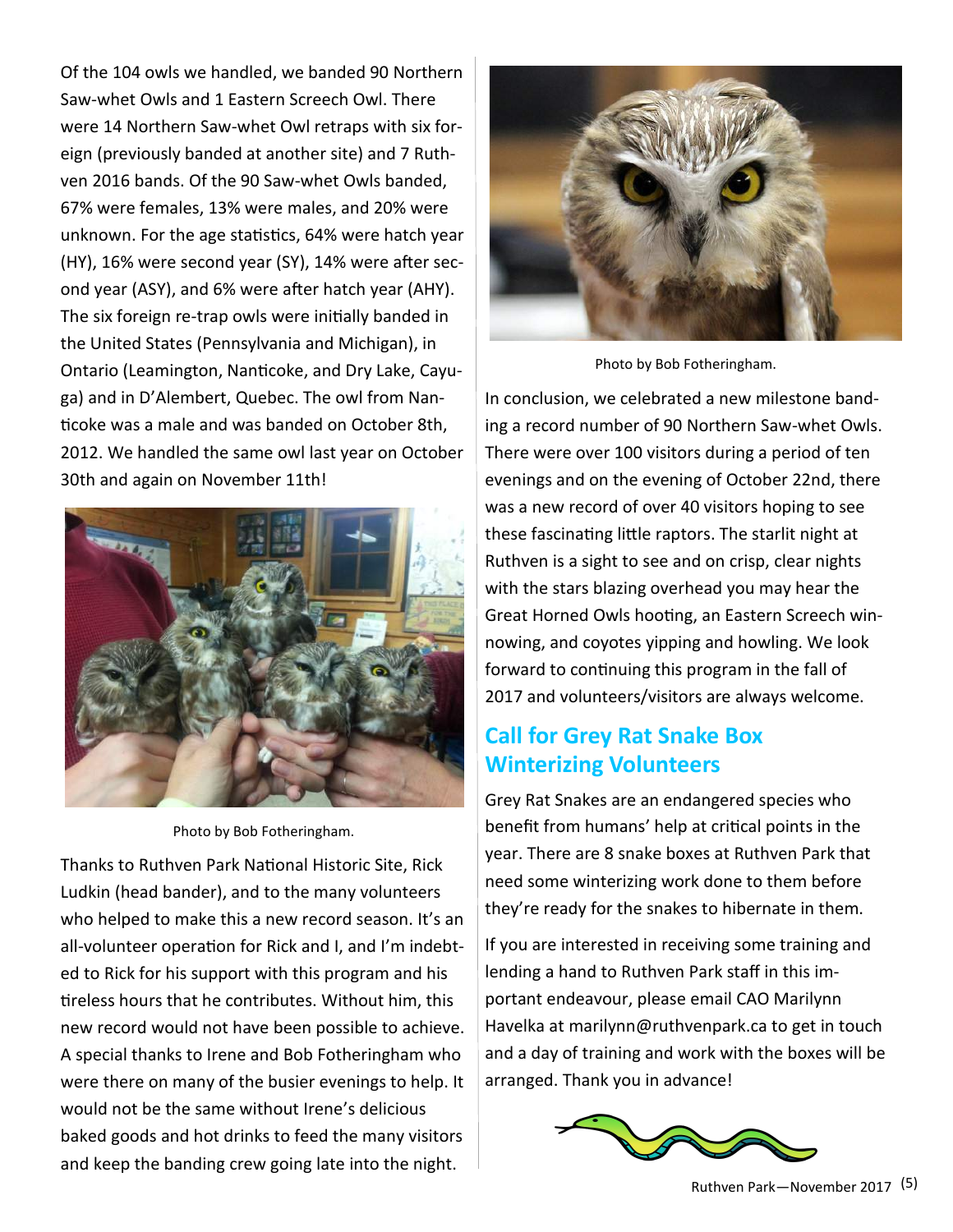Of the 104 owls we handled, we banded 90 Northern Saw-whet Owls and 1 Eastern Screech Owl. There were 14 Northern Saw-whet Owl retraps with six foreign (previously banded at another site) and 7 Ruthven 2016 bands. Of the 90 Saw-whet Owls banded, 67% were females, 13% were males, and 20% were unknown. For the age statistics, 64% were hatch year (HY), 16% were second year (SY), 14% were after second year (ASY), and 6% were after hatch year (AHY). The six foreign re-trap owls were initially banded in the United States (Pennsylvania and Michigan), in Ontario (Leamington, Nanticoke, and Dry Lake, Cayuga) and in D'Alembert, Quebec. The owl from Nanticoke was a male and was banded on October 8th, 2012. We handled the same owl last year on October 30th and again on November 11th!

Photo by Bob Fotheringham.

Thanks to Ruthven Park National Historic Site, Rick Ludkin (head bander), and to the many volunteers who helped to make this a new record season. It's an all-volunteer operation for Rick and I, and I'm indebted to Rick for his support with this program and his tireless hours that he contributes. Without him, this new record would not have been possible to achieve. A special thanks to Irene and Bob Fotheringham who were there on many of the busier evenings to help. It would not be the same without Irene's delicious baked goods and hot drinks to feed the many visitors and keep the banding crew going late into the night.

Photo by Bob Fotheringham.

In conclusion, we celebrated a new milestone banding a record number of 90 Northern Saw-whet Owls. There were over 100 visitors during a period of ten evenings and on the evening of October 22nd, there was a new record of over 40 visitors hoping to see these fascinating little raptors. The starlit night at Ruthven is a sight to see and on crisp, clear nights with the stars blazing overhead you may hear the Great Horned Owls hooting, an Eastern Screech winnowing, and coyotes yipping and howling. We look forward to continuing this program in the fall of 2017 and volunteers/visitors are always welcome.

## Call for Grey Rat Snake Box Winterizing Volunteers

Grey Rat Snakes are an endangered species who benefit from humans' help at critical points in the year. There are 8 snake boxes at Ruthven Park that need some winterizing work done to them before they're ready for the snakes to hibernate in them.

If you are interested in receiving some training and lending a hand to Ruthven Park staff in this important endeavour, please email CAO Marilynn Havelka at marilynn@ruthvenpark.ca to get in touch and a day of training and work with the boxes will be arranged. Thank you in advance!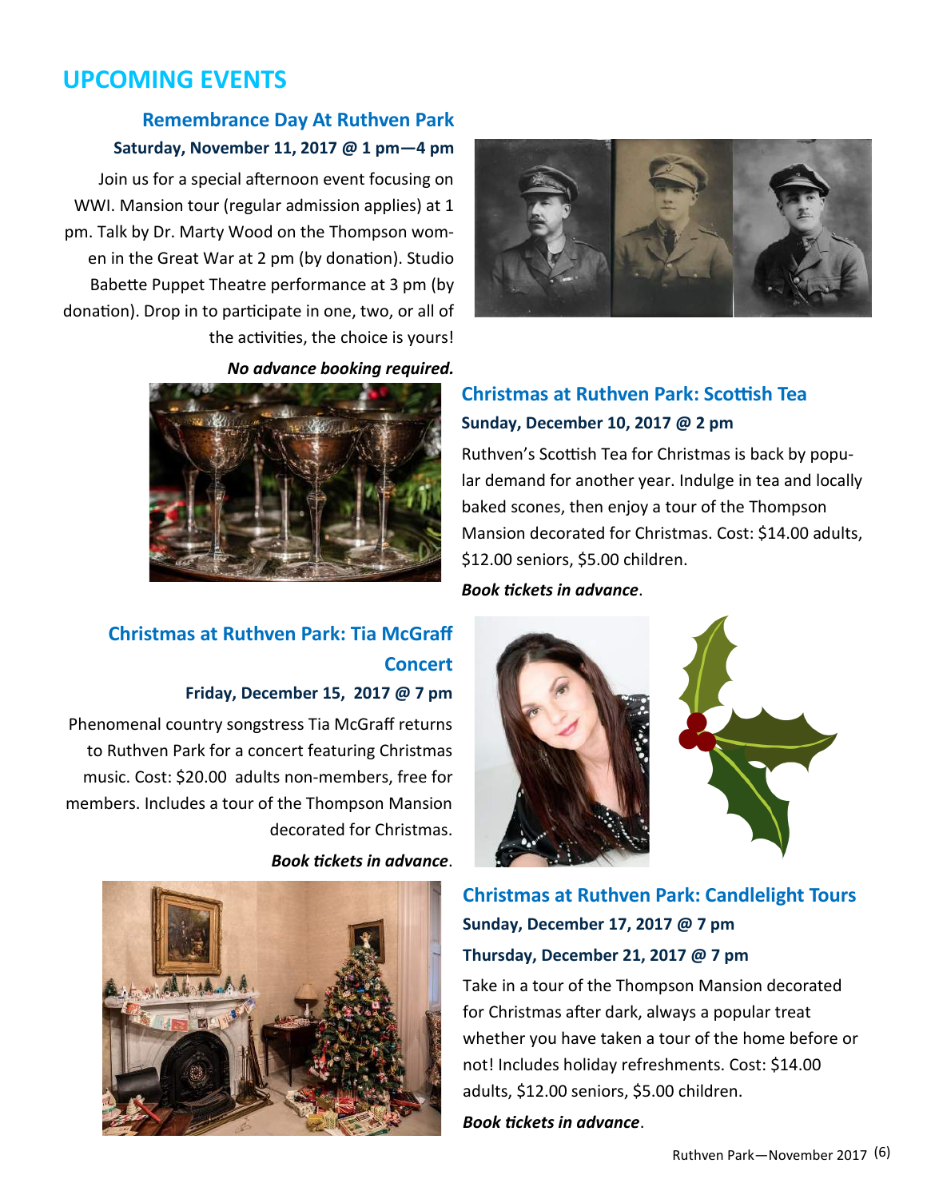# UPCOMING EVENTS

## Remembrance Day At Ruthven Park

**Saturday, November 11, 2017 @ 1 pm—4 pm**

Join us for a special afternoon event focusing on WWI. Mansion tour (regular admission applies) at 1 pm. Talk by Dr. Marty Wood on the Thompson women in the Great War at 2 pm (by donation). Studio Babette Puppet Theatre performance at 3 pm (by donation). Drop in to participate in one, two, or all of the activities, the choice is yours!

***No advance booking required.***

## Christmas at Ruthven Park: Scottish Tea

**Sunday, December 10, 2017 @ 2 pm**

Ruthven's Scottish Tea for Christmas is back by popular demand for another year. Indulge in tea and locally baked scones, then enjoy a tour of the Thompson Mansion decorated for Christmas. Cost: $14.00 adults, $12.00 seniors, $5.00 children.

***Book tickets in advance*.**

## Christmas at Ruthven Park: Tia McGraff Concert

**Friday, December 15, 2017 @ 7 pm**

Phenomenal country songstress Tia McGraff returns to Ruthven Park for a concert featuring Christmas music. Cost: $20.00 adults non-members, free for members. Includes a tour of the Thompson Mansion decorated for Christmas.

***Book tickets in advance*.**

## Christmas at Ruthven Park: Candlelight Tours

**Sunday, December 17, 2017 @ 7 pm**

**Thursday, December 21, 2017 @ 7 pm**

Take in a tour of the Thompson Mansion decorated for Christmas after dark, always a popular treat whether you have taken a tour of the home before or not! Includes holiday refreshments. Cost: $14.00 adults, $12.00 seniors, $5.00 children.

***Book tickets in advance*.**